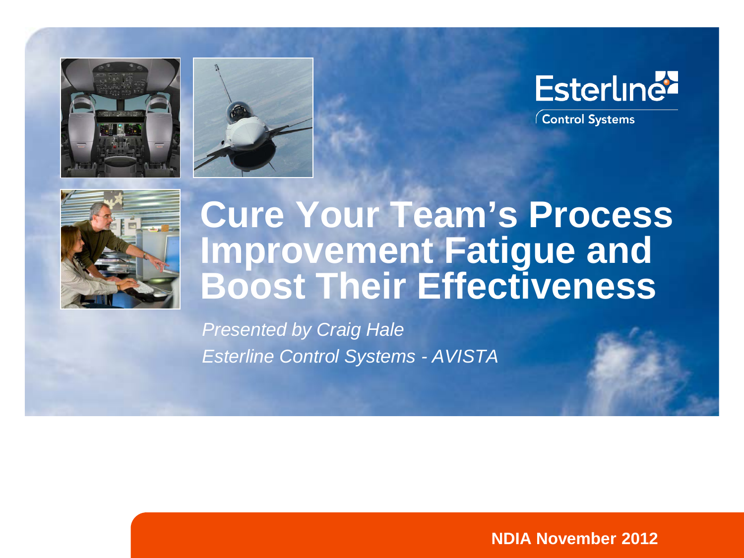Esterline Control Systems

# Cure Your Team's Process Improvement Fatigue and Boost Their Effectiveness

*Presented by Craig Hale*

*Esterline Control Systems - AVISTA*

**NDIA November 2012**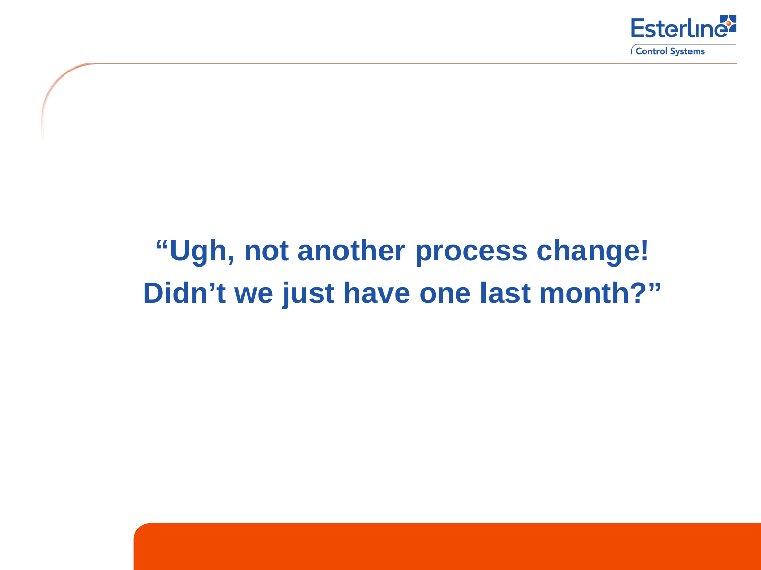**“Ugh, not another process change! Didn’t we just have one last month?”**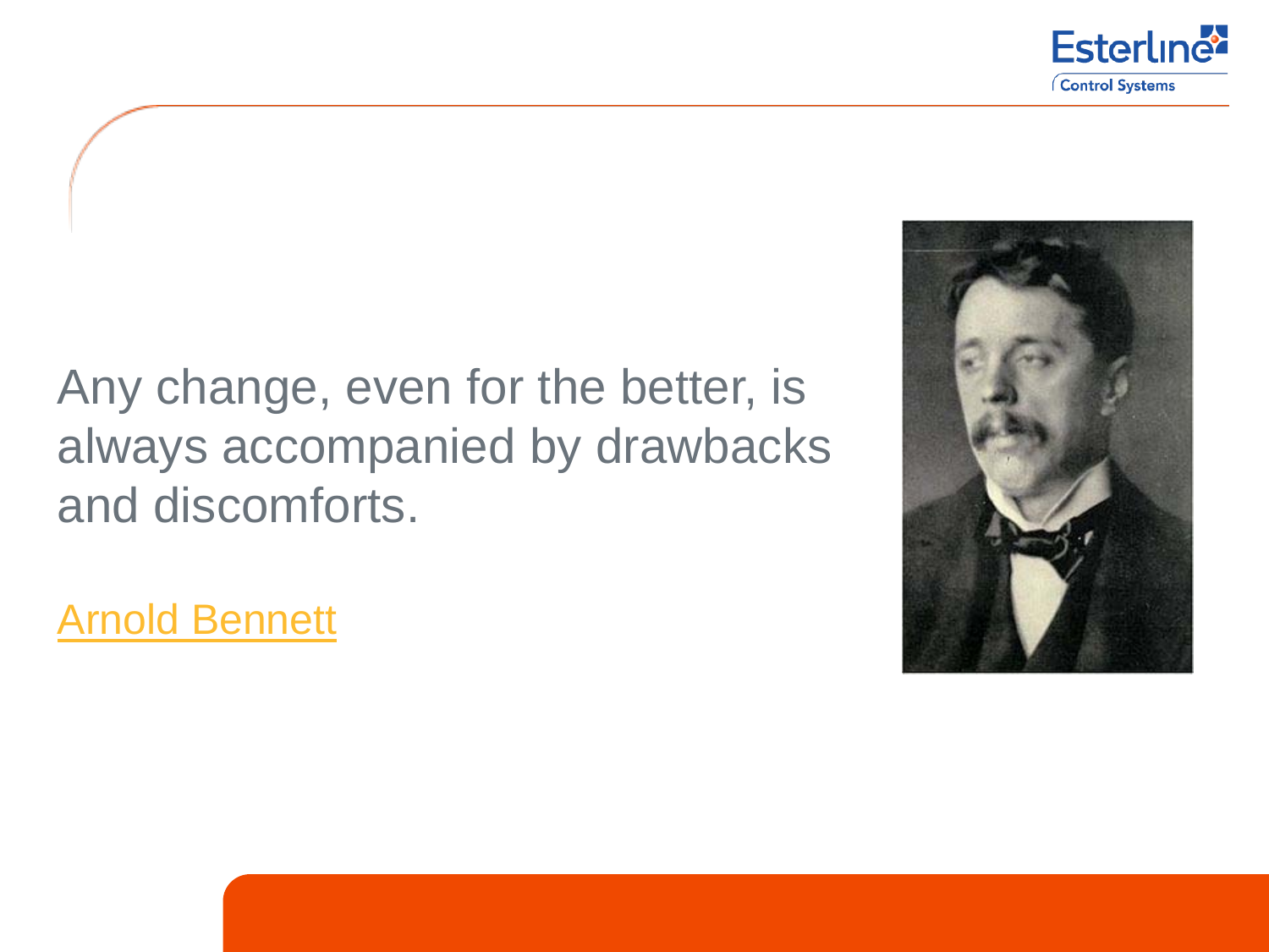Any change, even for the better, is always accompanied by drawbacks and discomforts.

Arnold Bennett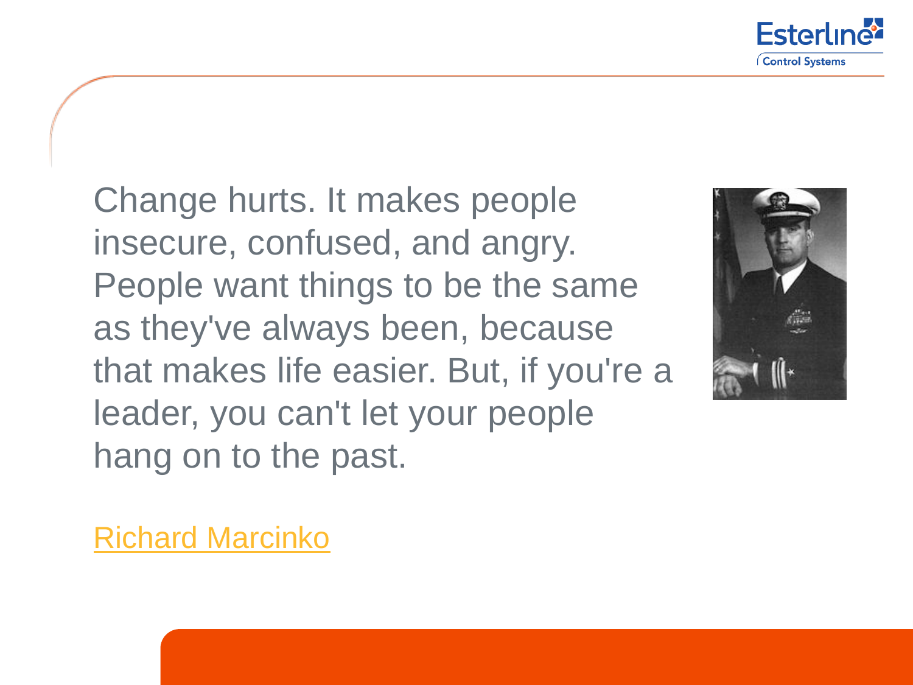Change hurts. It makes people insecure, confused, and angry. People want things to be the same as they've always been, because that makes life easier. But, if you're a leader, you can't let your people hang on to the past.

Richard Marcinko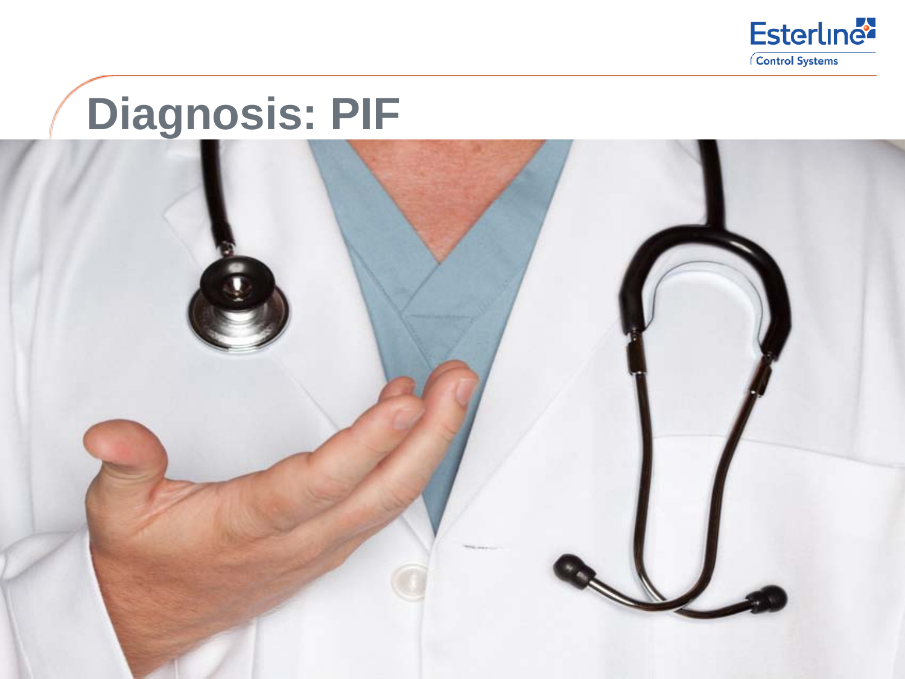# Diagnosis: PIF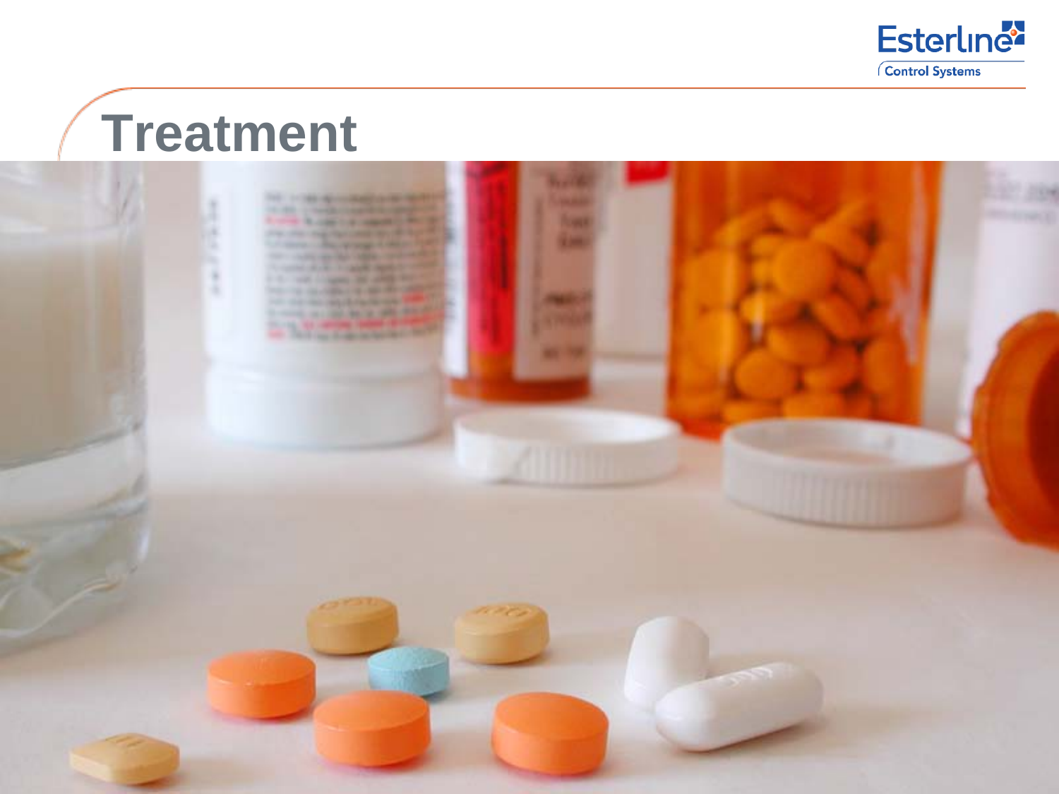# Treatment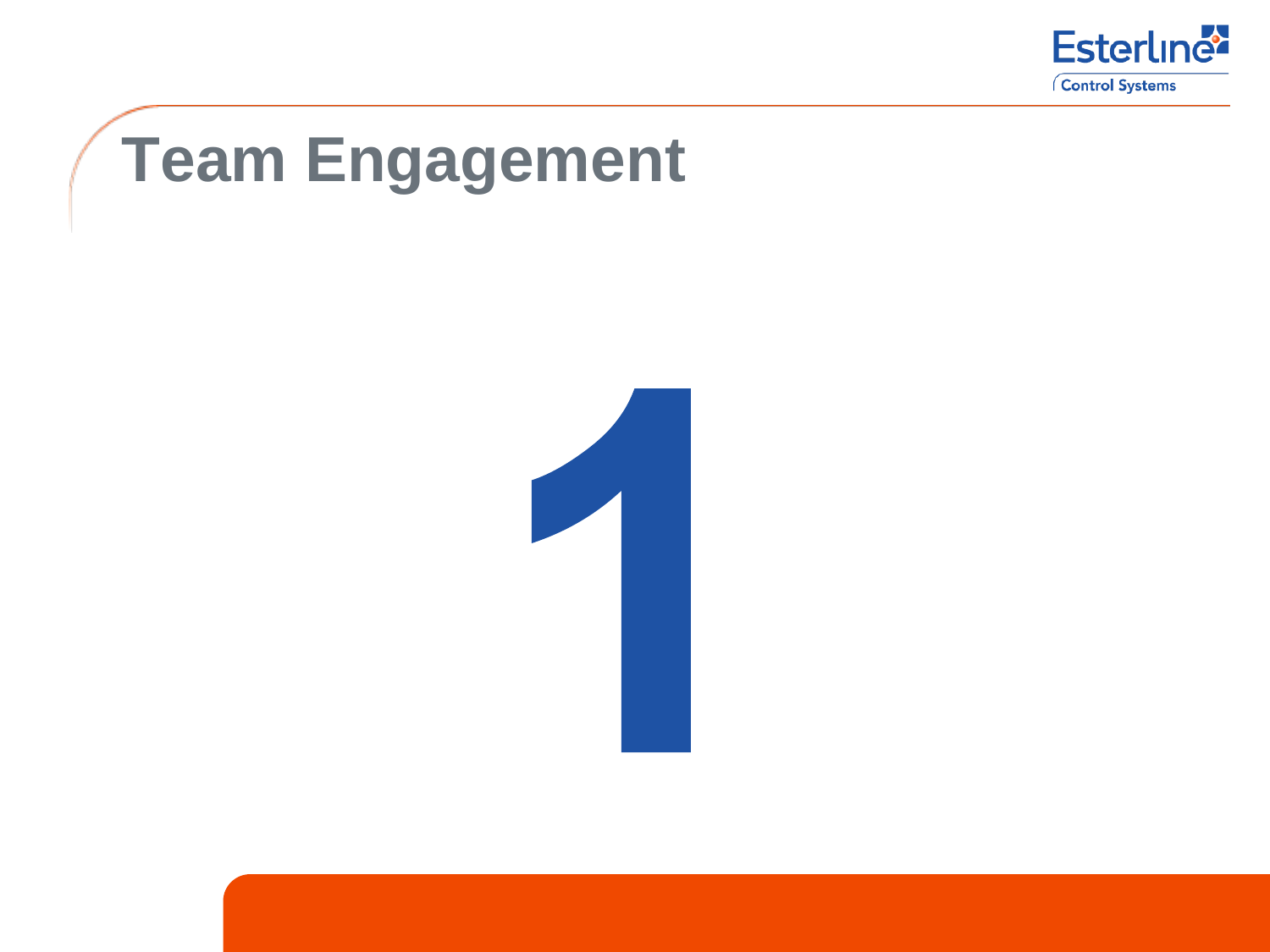# Team Engagement

1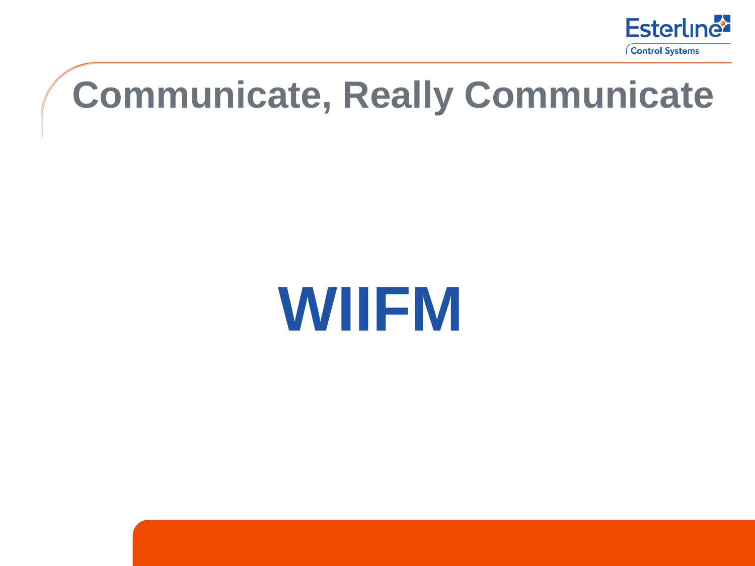# Communicate, Really Communicate

**WIIFM**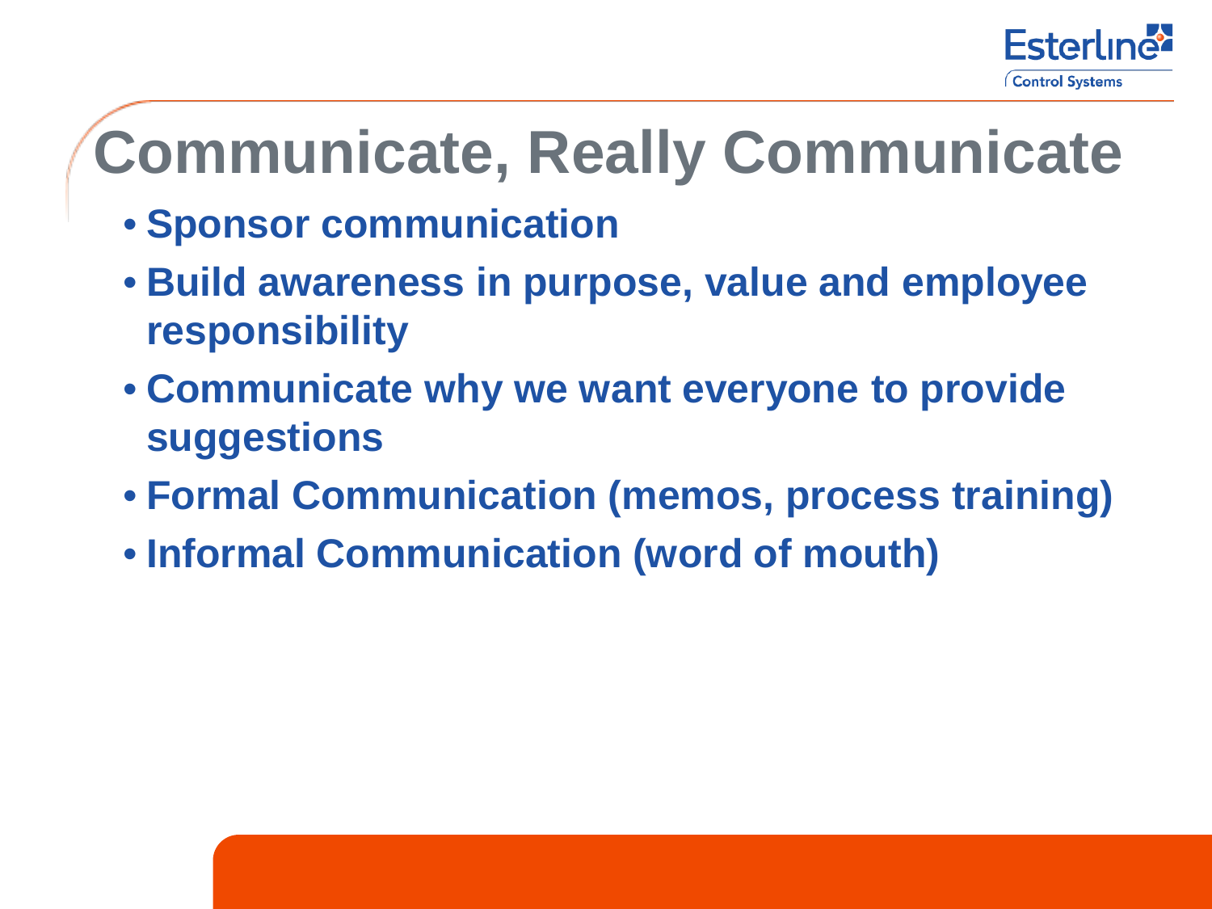# Communicate, Really Communicate

- **Sponsor communication**
- **Build awareness in purpose, value and employee responsibility**
- **Communicate why we want everyone to provide suggestions**
- **Formal Communication (memos, process training)**
- **Informal Communication (word of mouth)**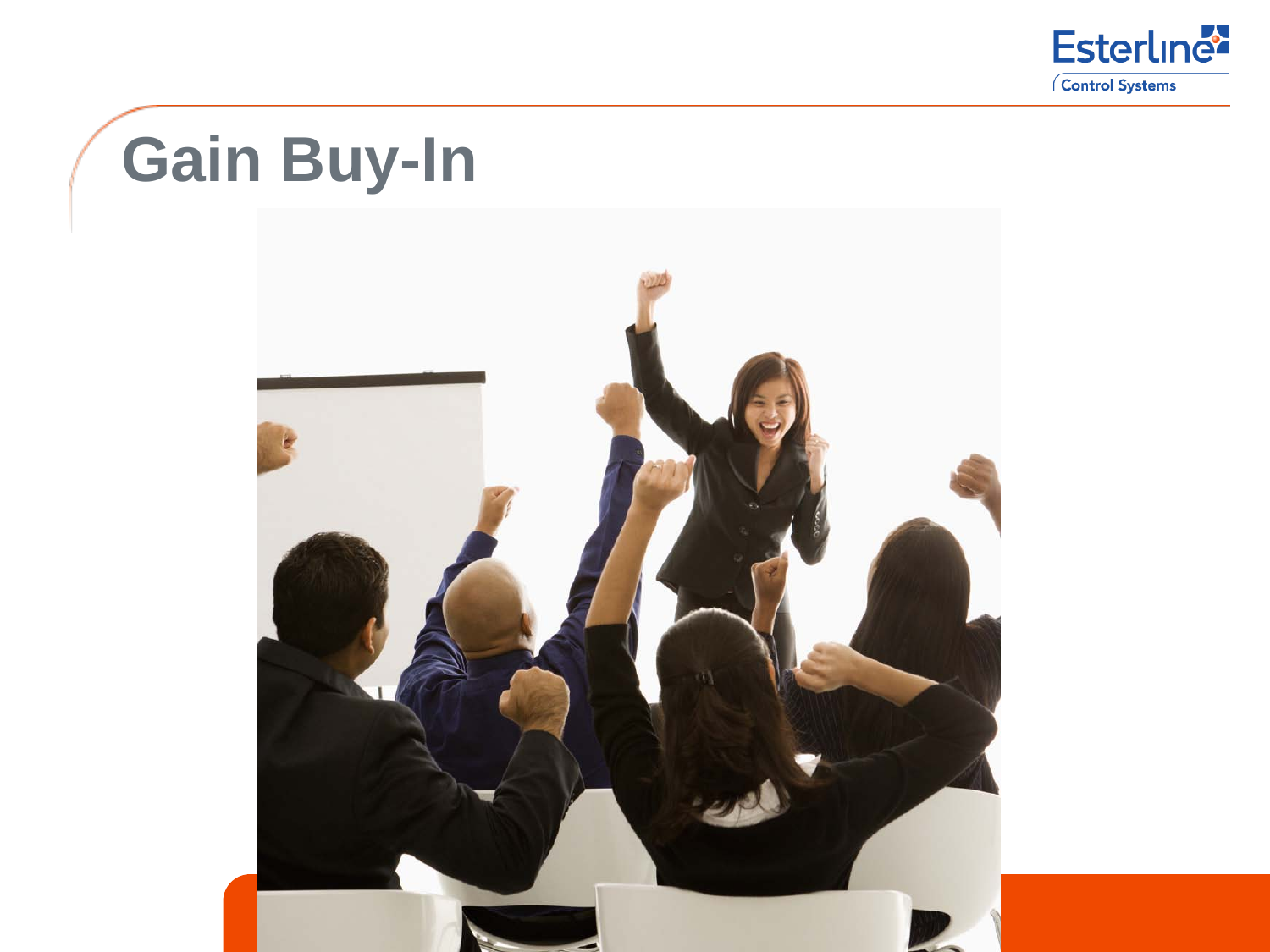# Gain Buy-In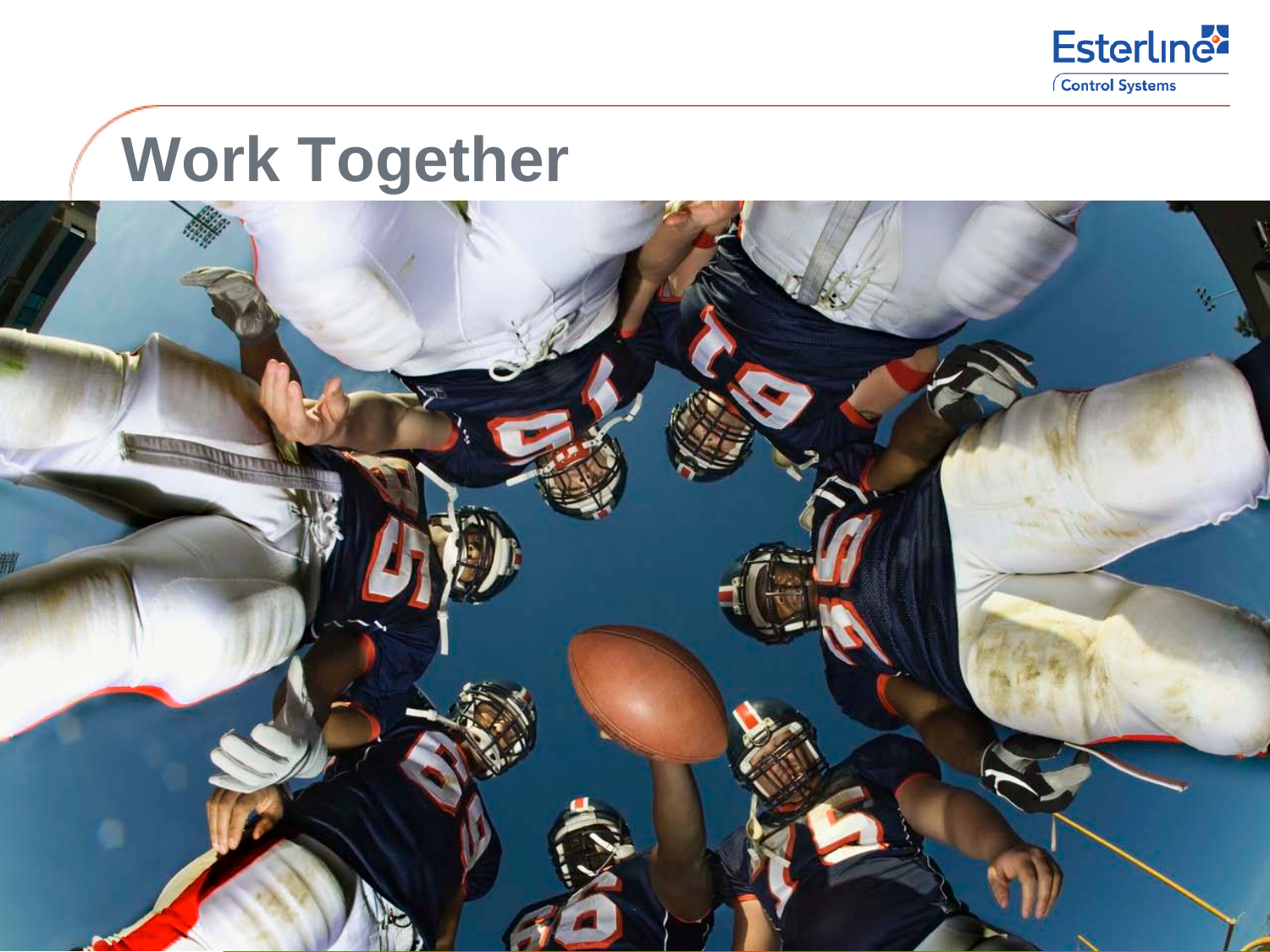# Work Together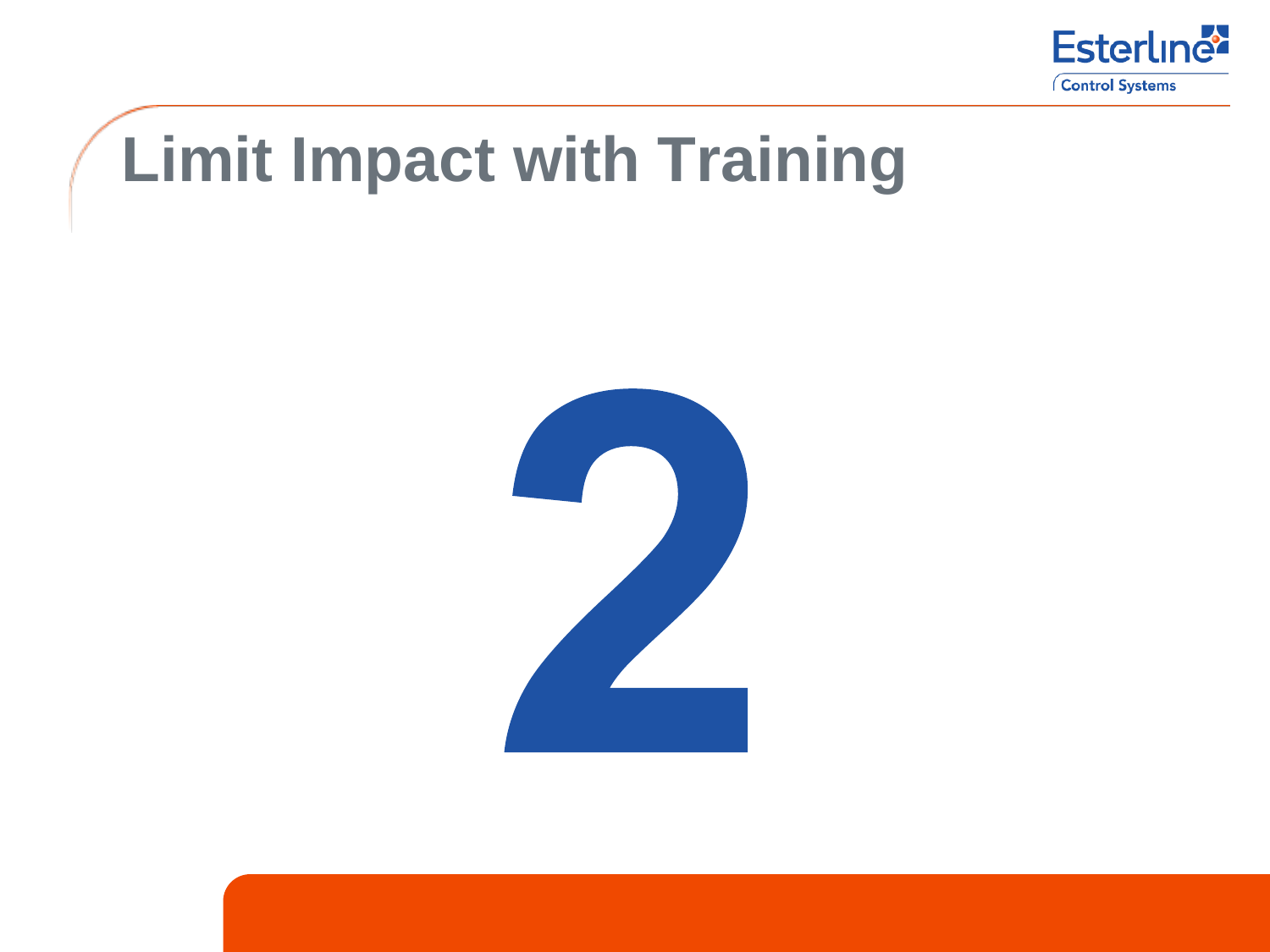# Limit Impact with Training

2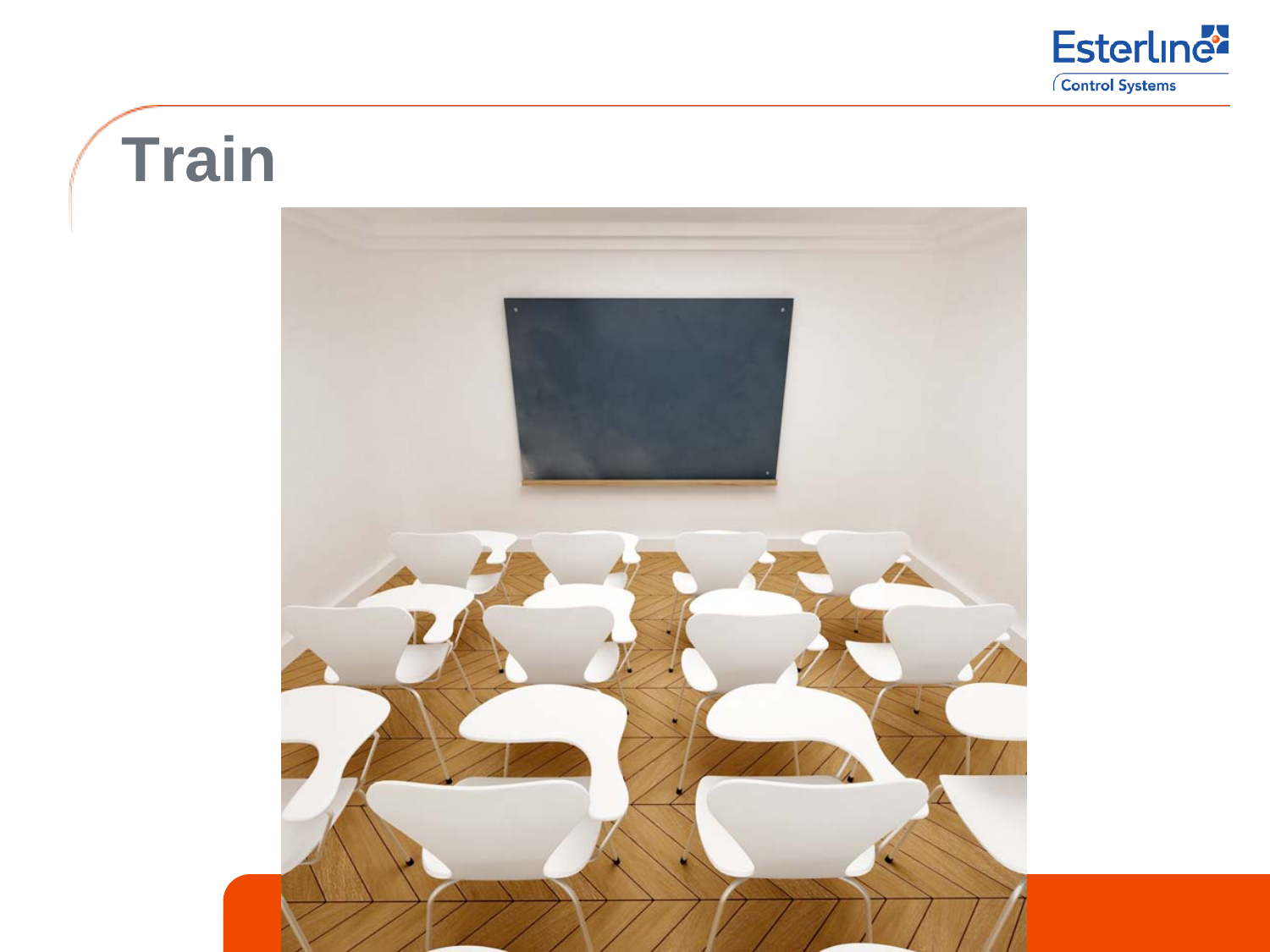# Train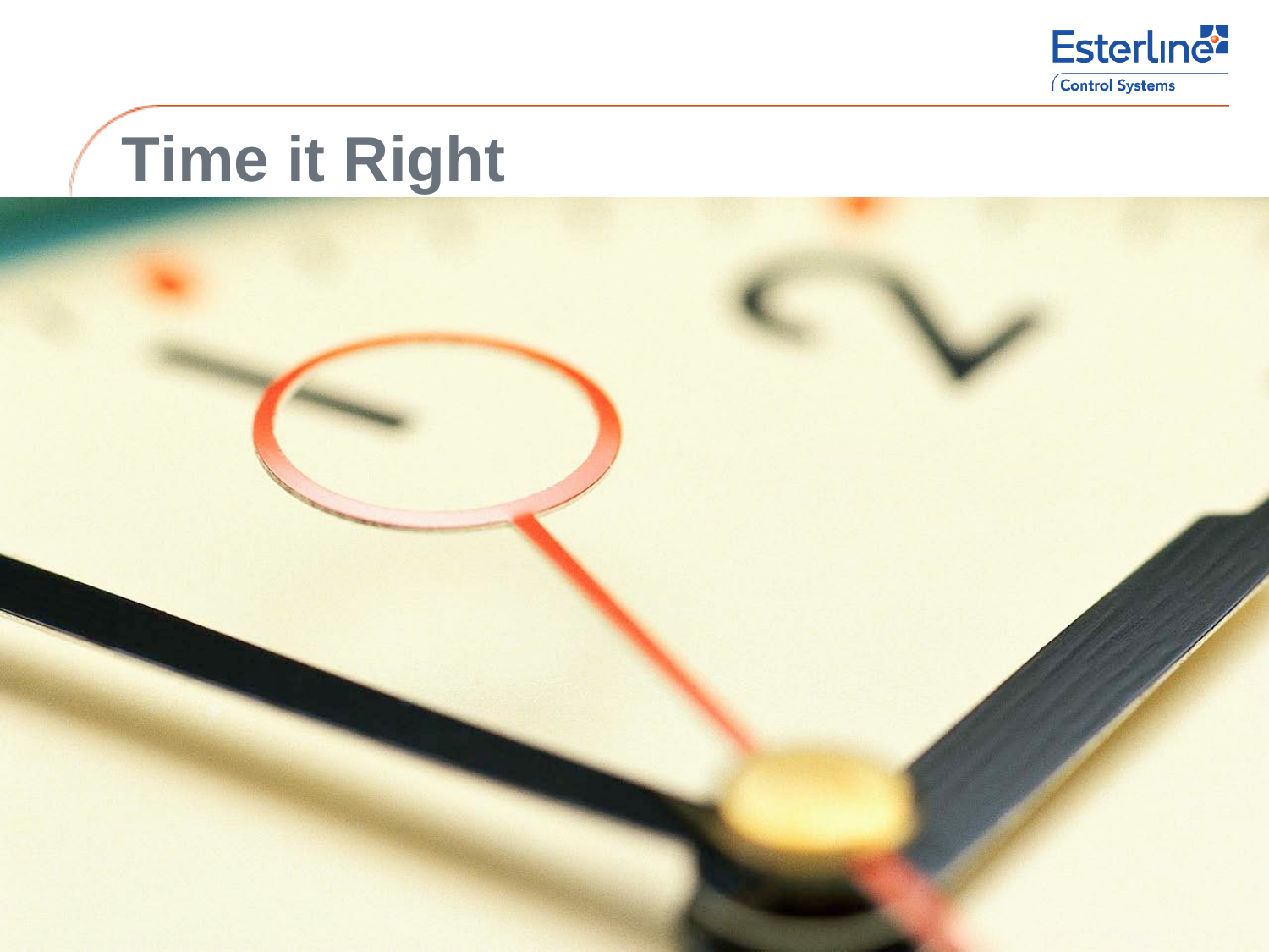# Time it Right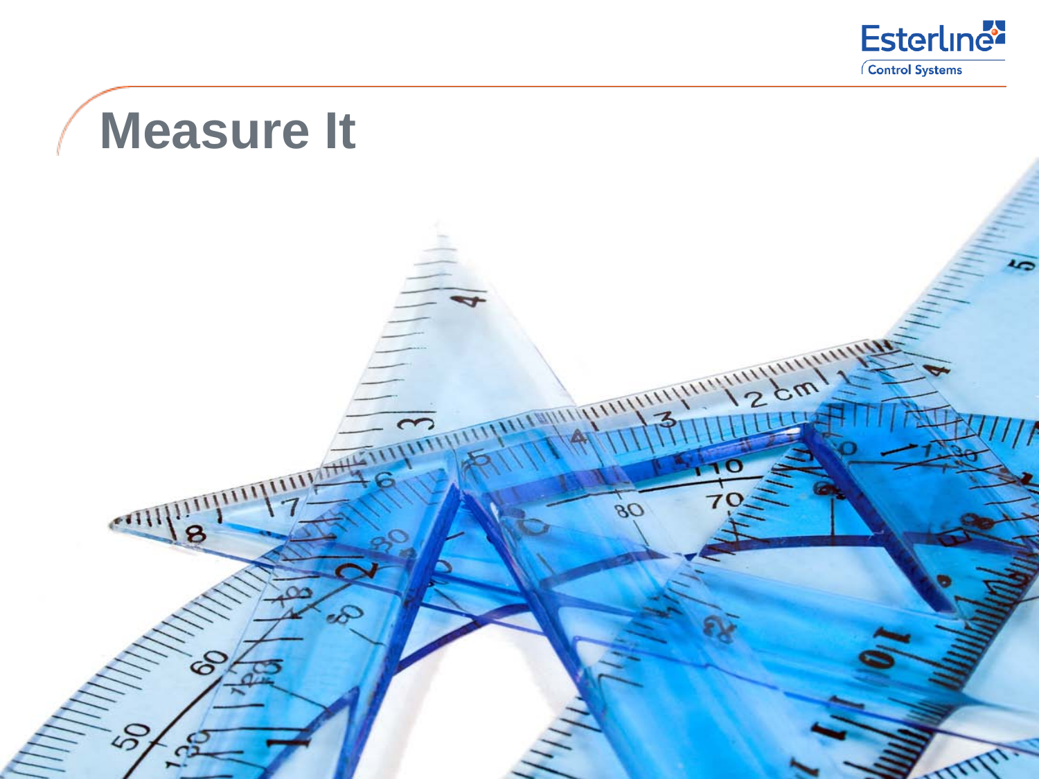# Measure It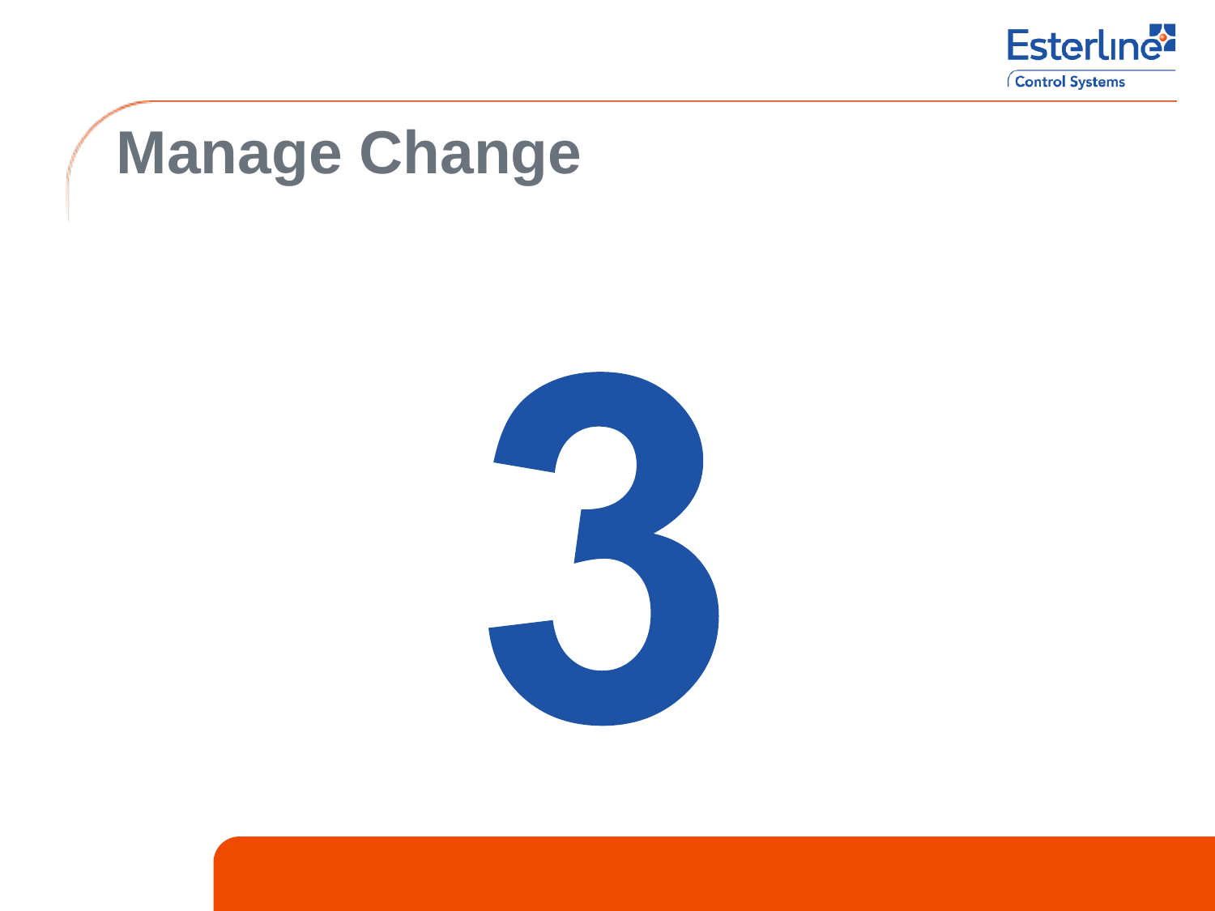# Manage Change

3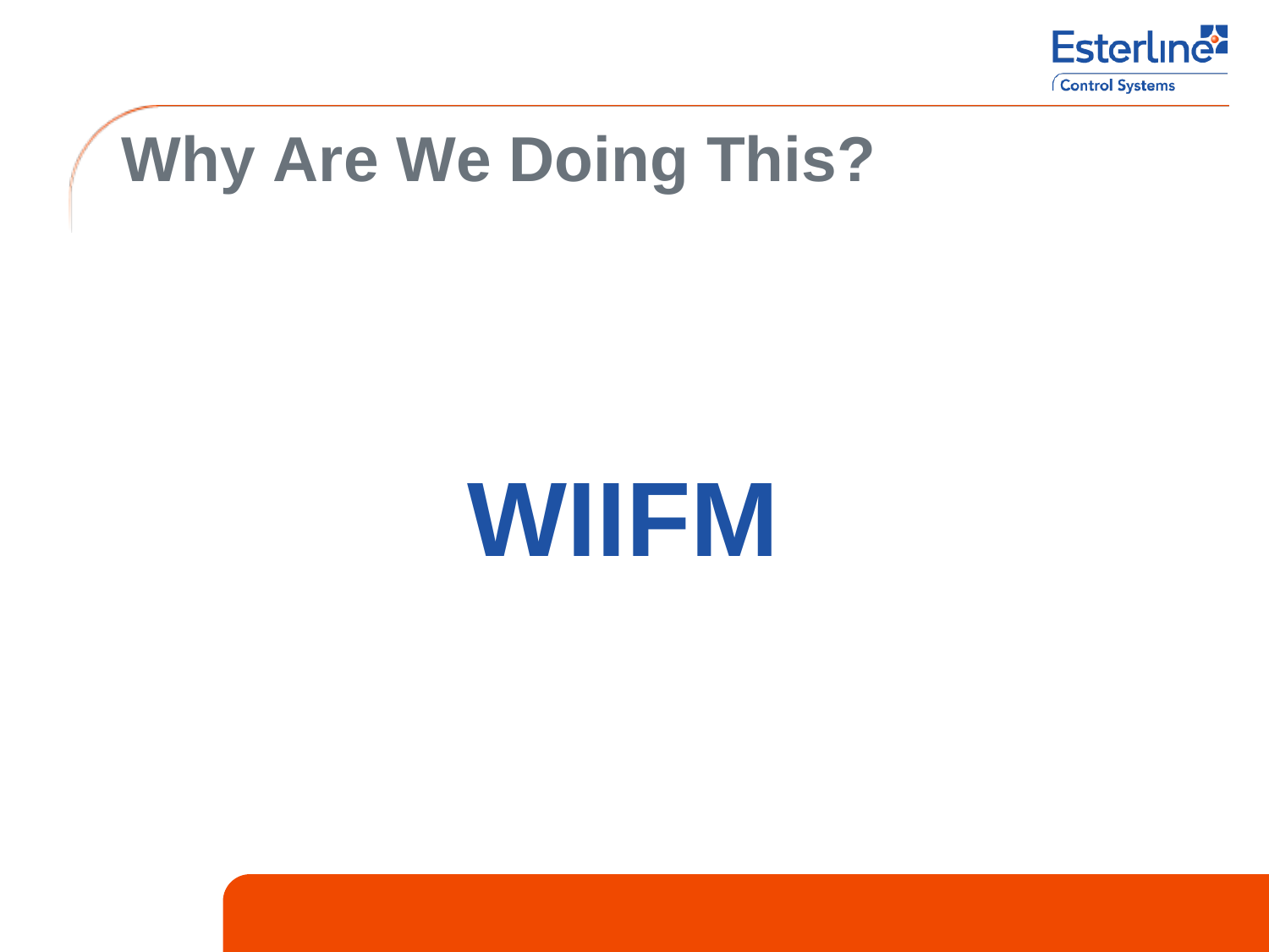# Why Are We Doing This?

**WIIFM**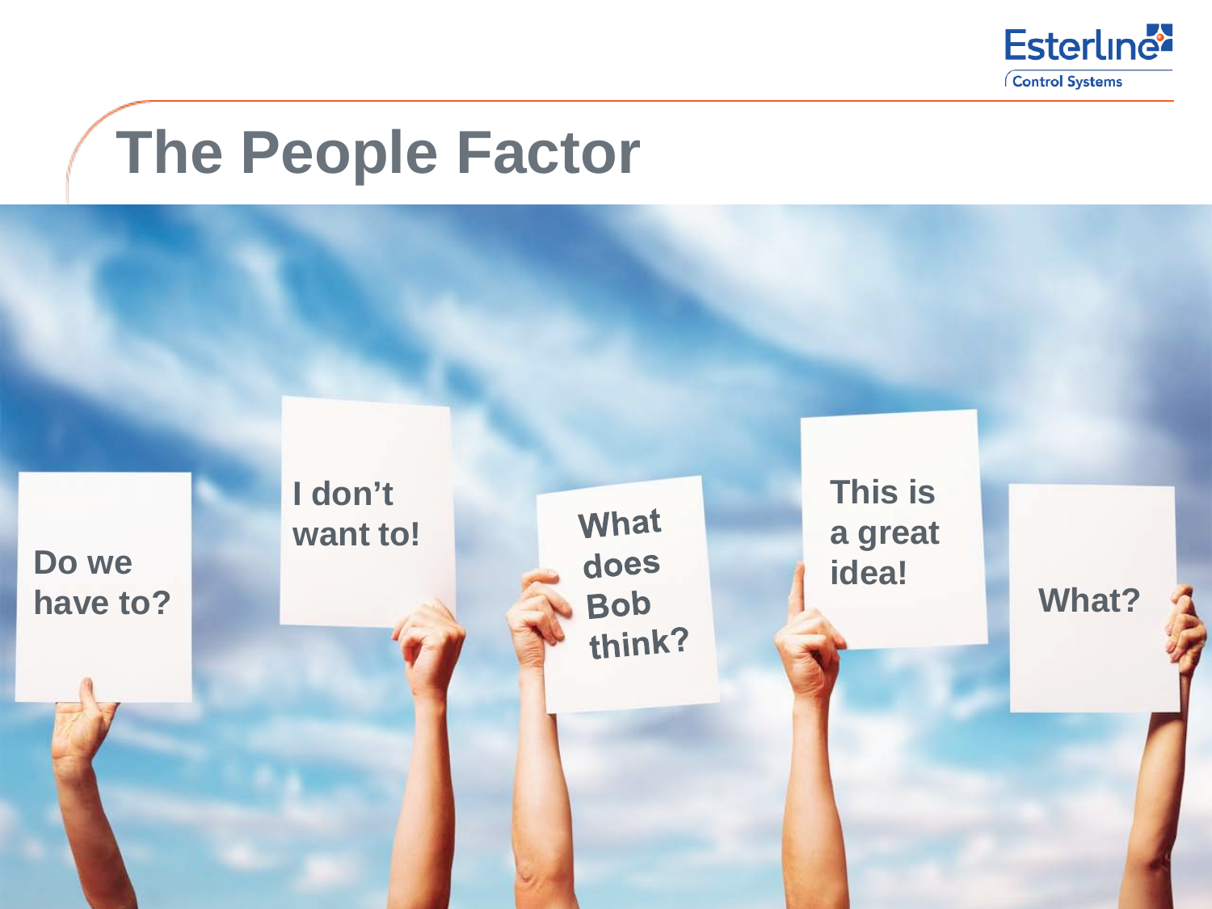# The People Factor

Do we have to?

I don't want to!

What does Bob think?

This is a great idea!

What?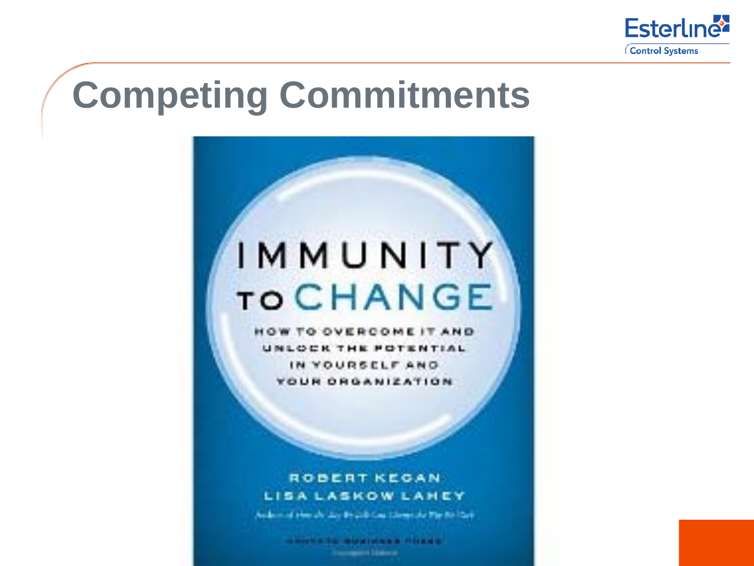# Competing Commitments

IMMUNITY TO CHANGE

HOW TO OVERCOME IT AND UNLOCK THE POTENTIAL IN YOURSELF AND YOUR ORGANIZATION

ROBERT KEGAN
LISA LASKOW LAHEY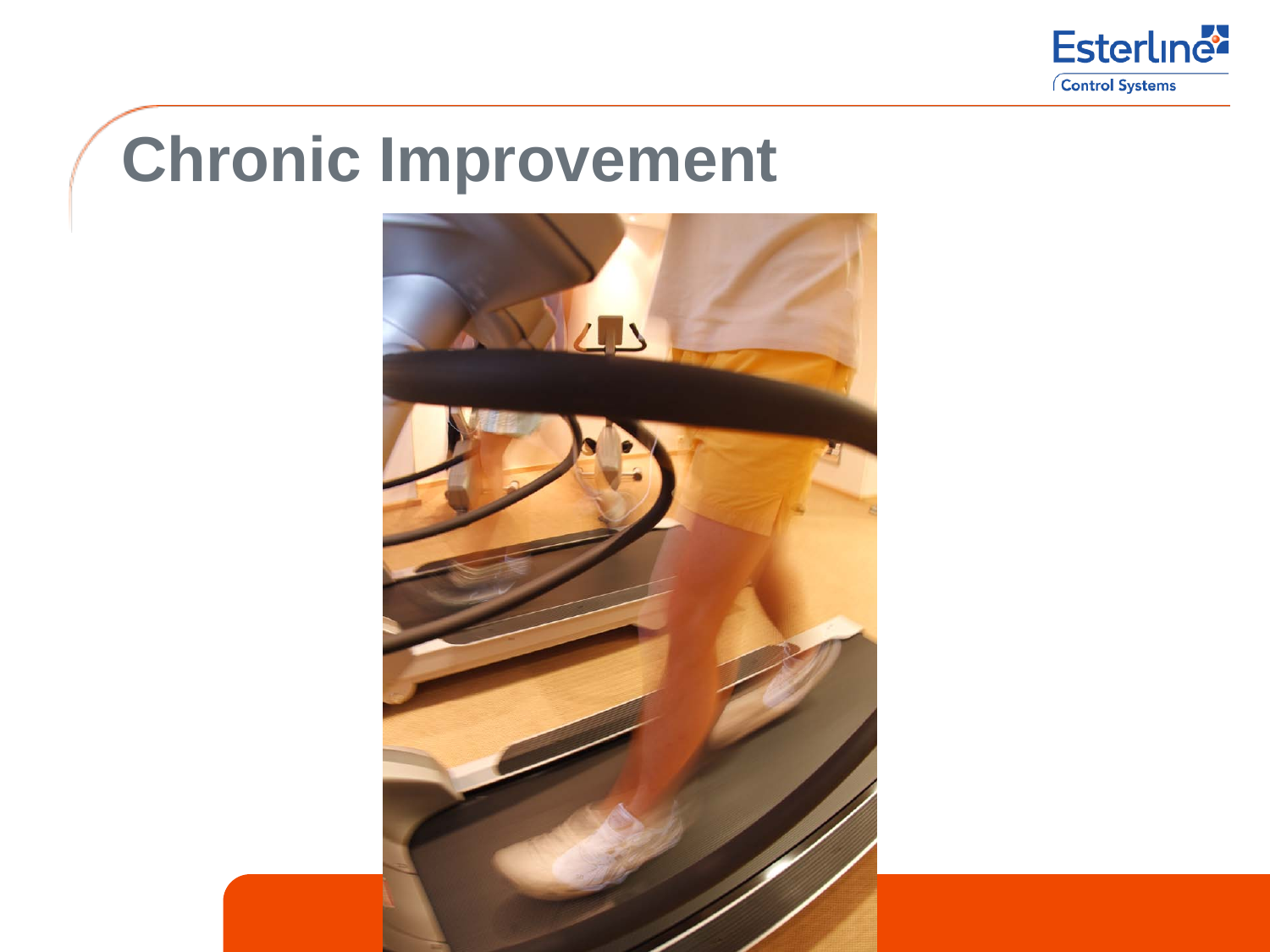# Chronic Improvement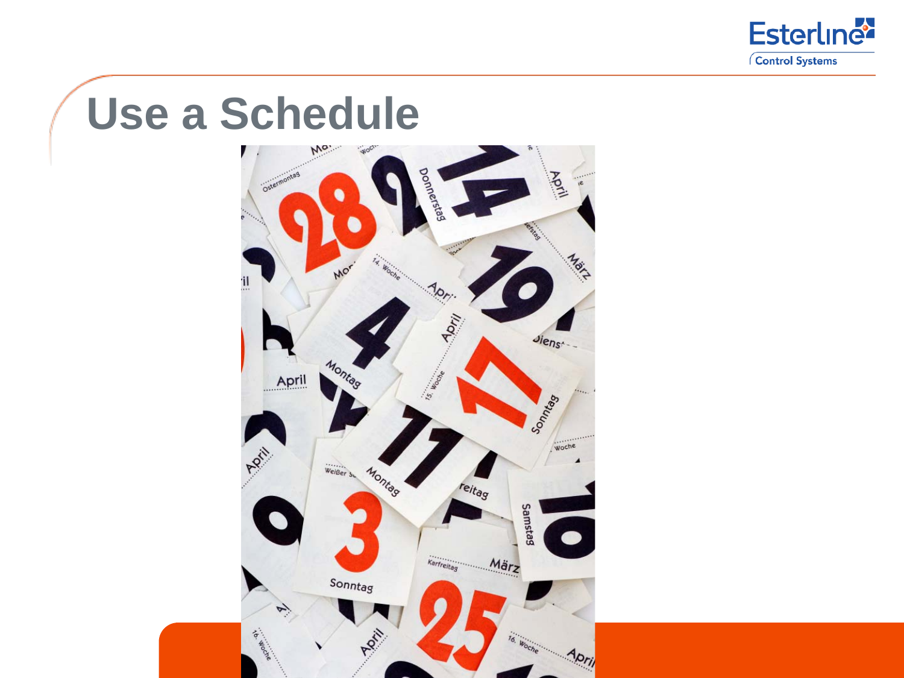# Use a Schedule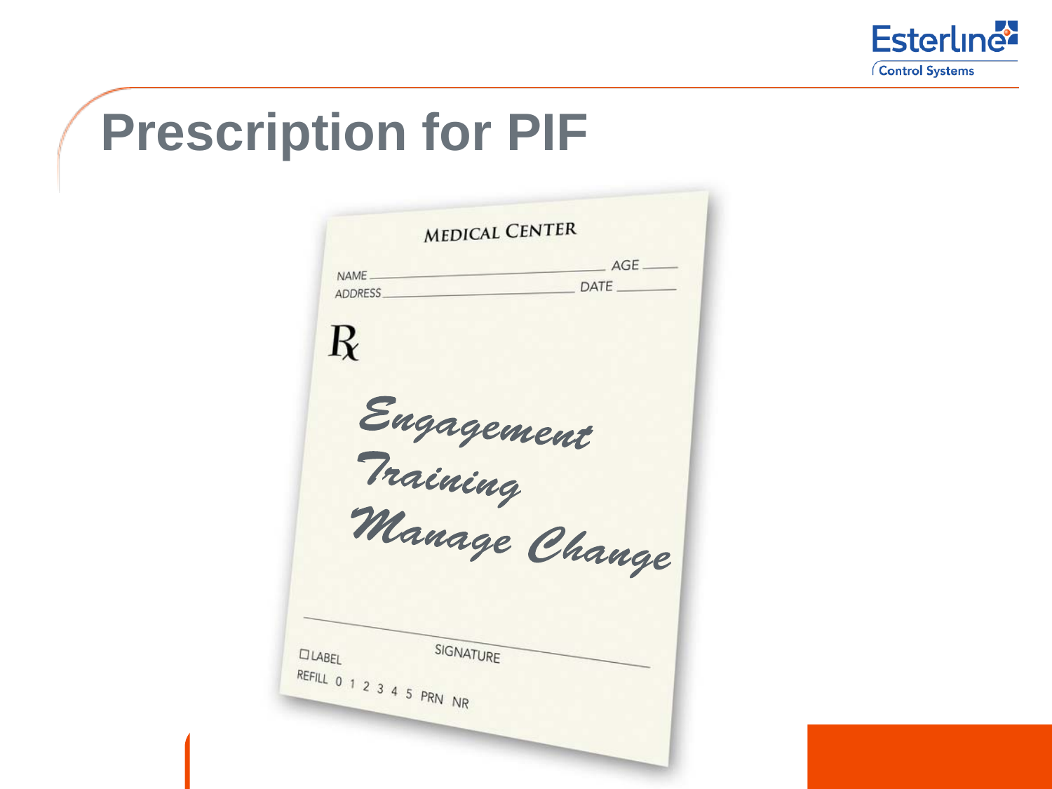# Prescription for PIF

MEDICAL CENTER

NAME ______________________ AGE ____

ADDRESS ___________________ DATE ______

℞

*Engagement*

*Training*

*Manage Change*

SIGNATURE

☐ LABEL

REFILL 0 1 2 3 4 5 PRN NR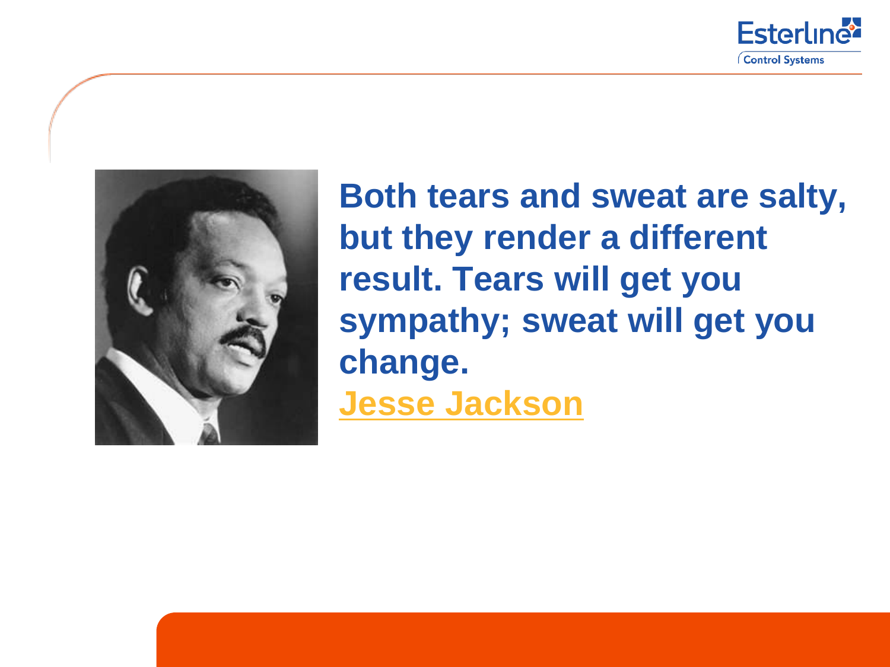**Both tears and sweat are salty, but they render a different result. Tears will get you sympathy; sweat will get you change.**

**Jesse Jackson**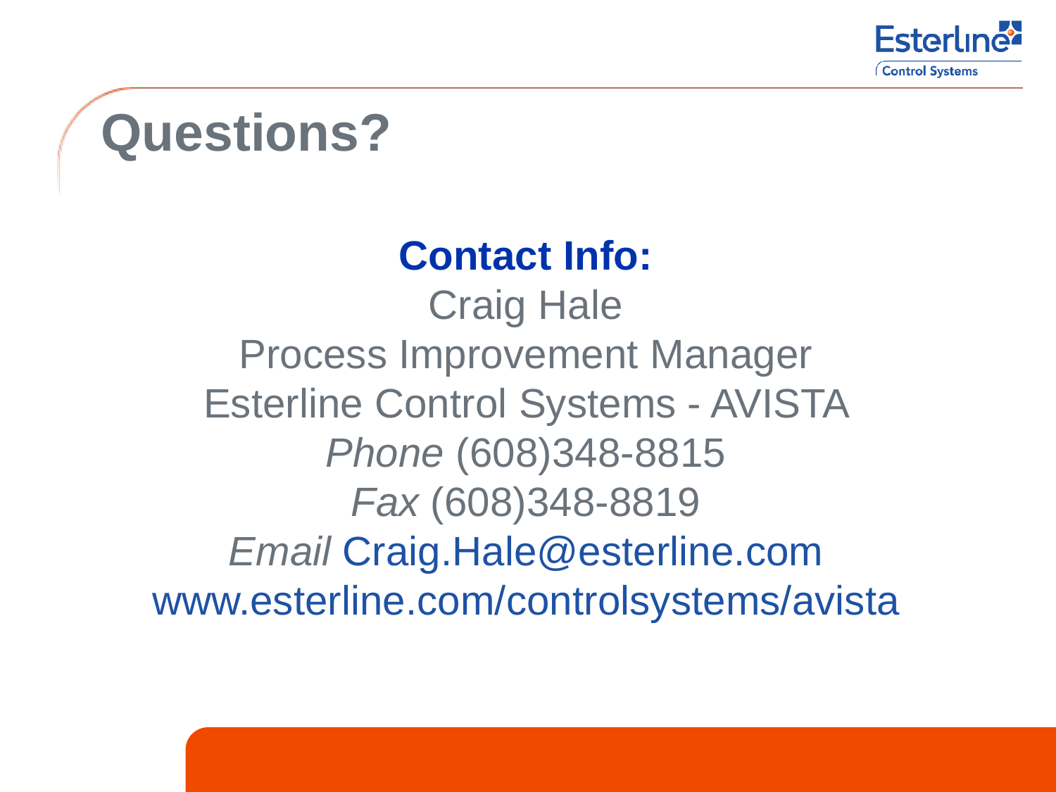# Questions?

**Contact Info:**

Craig Hale

Process Improvement Manager

Esterline Control Systems - AVISTA

*Phone* (608)348-8815

*Fax* (608)348-8819

*Email* Craig.Hale@esterline.com

www.esterline.com/controlsystems/avista